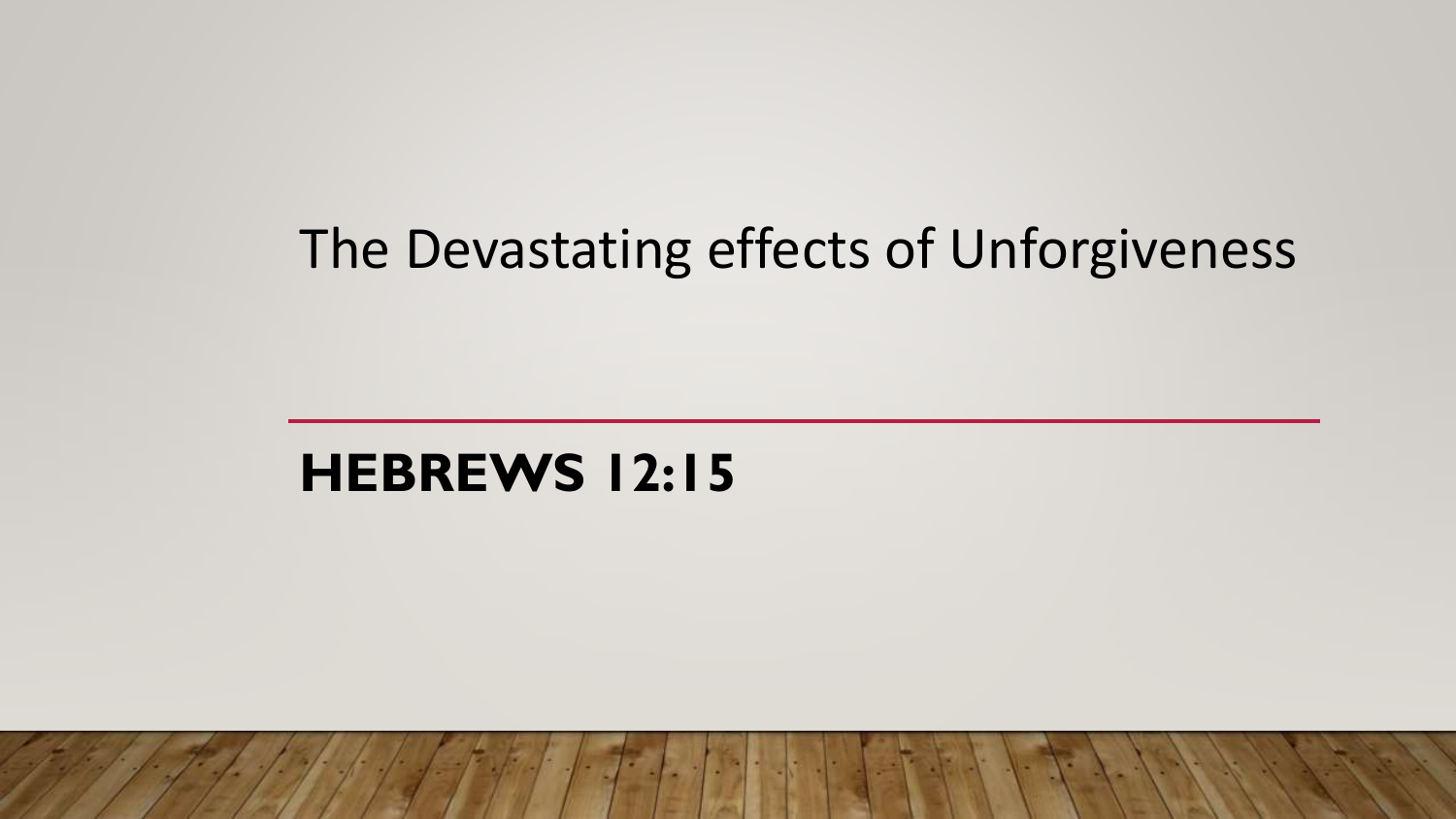# The Devastating effects of Unforgiveness

## HEBREWS 12:15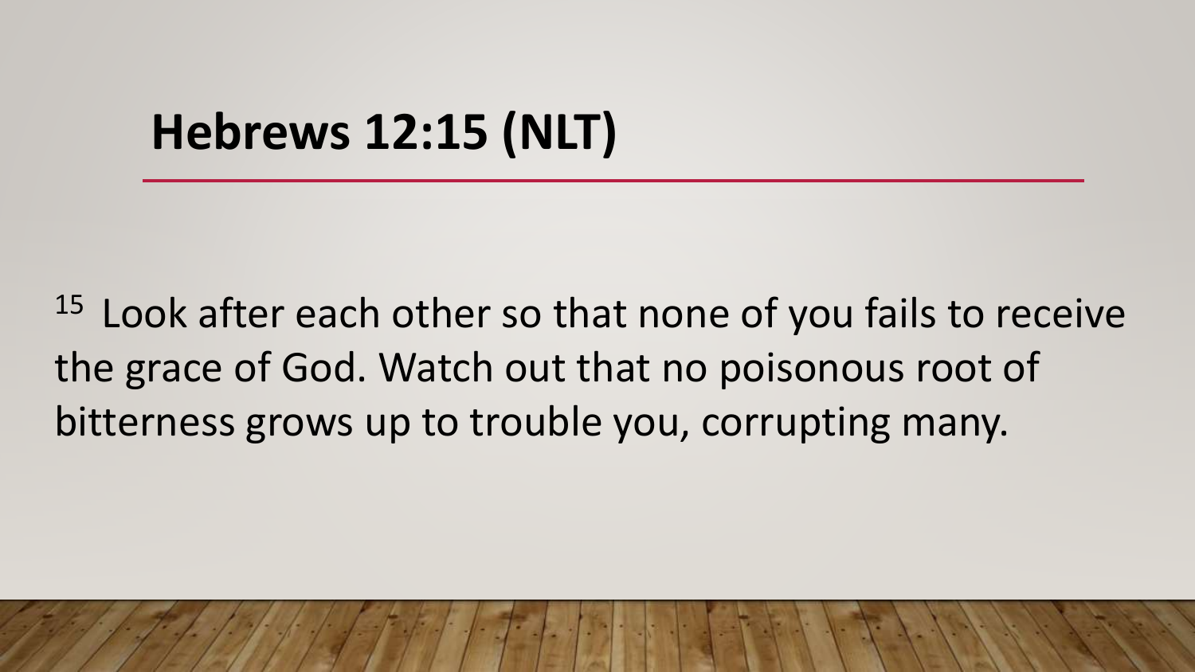# Hebrews 12:15 (NLT)

[15] Look after each other so that none of you fails to receive the grace of God. Watch out that no poisonous root of bitterness grows up to trouble you, corrupting many.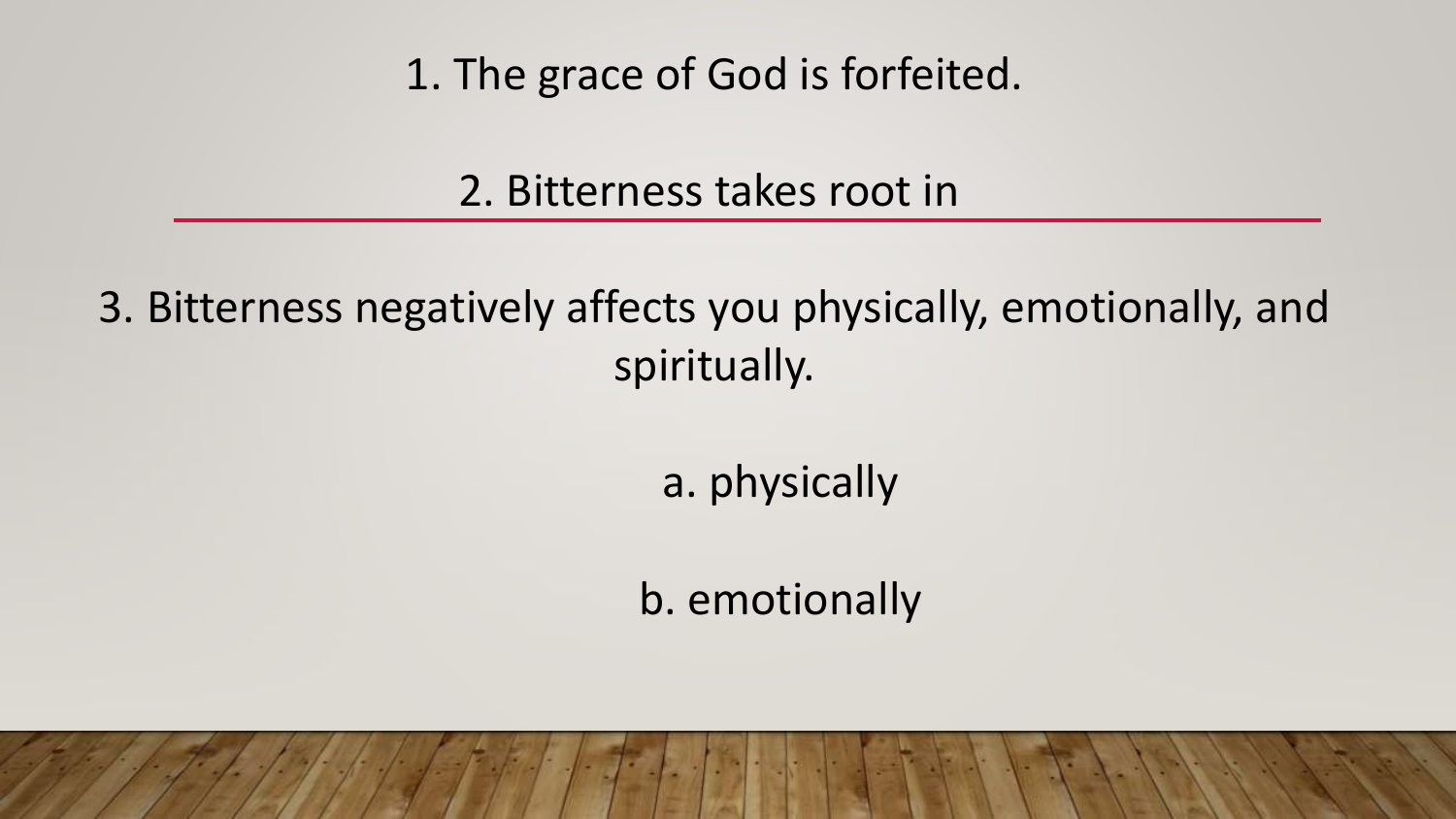1. The grace of God is forfeited.

2. Bitterness takes root in

3. Bitterness negatively affects you physically, emotionally, and spiritually.

a. physically

b. emotionally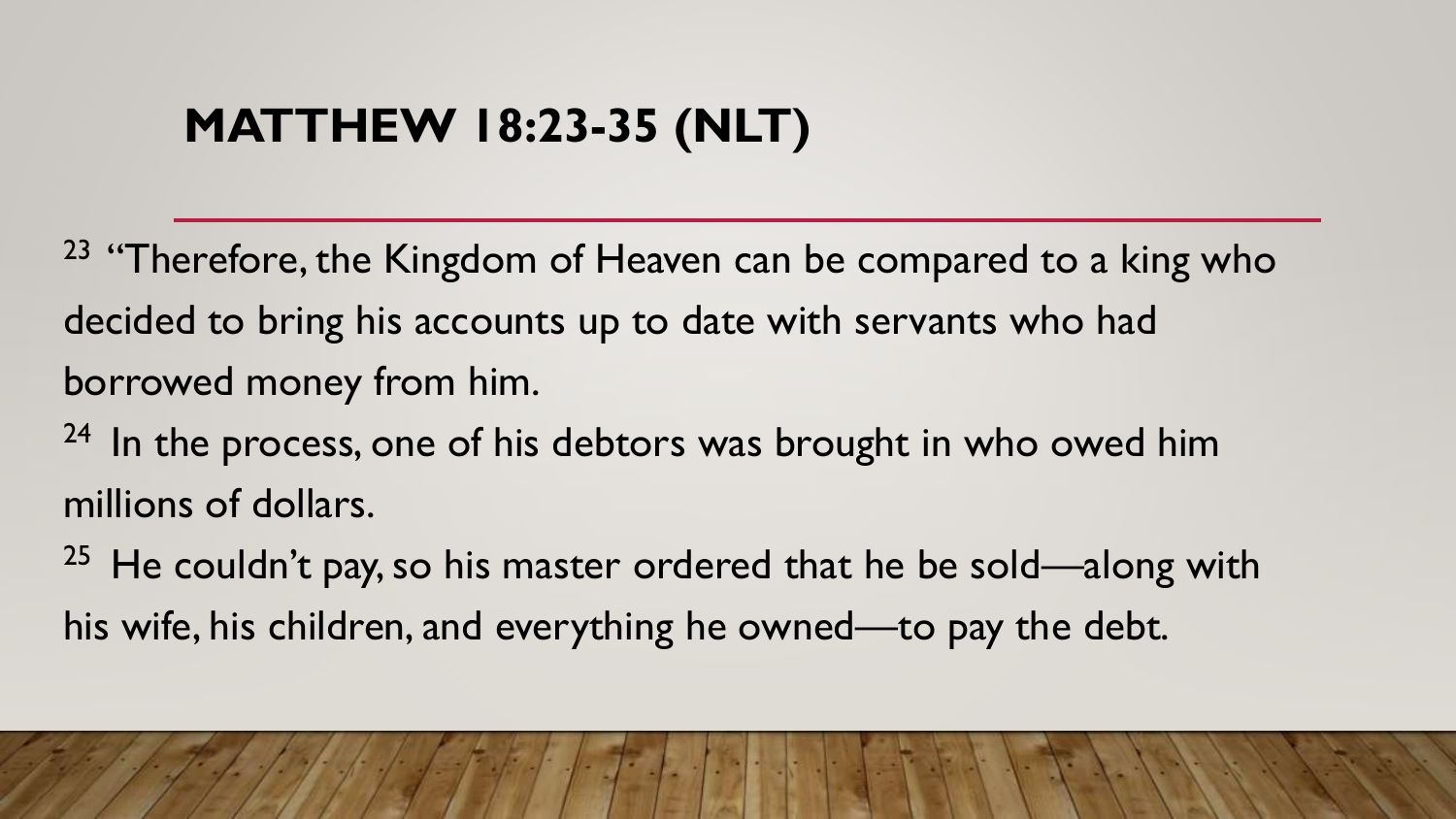# MATTHEW 18:23-35 (NLT)

[23] "Therefore, the Kingdom of Heaven can be compared to a king who decided to bring his accounts up to date with servants who had borrowed money from him.

[24] In the process, one of his debtors was brought in who owed him millions of dollars.

[25] He couldn't pay, so his master ordered that he be sold—along with his wife, his children, and everything he owned—to pay the debt.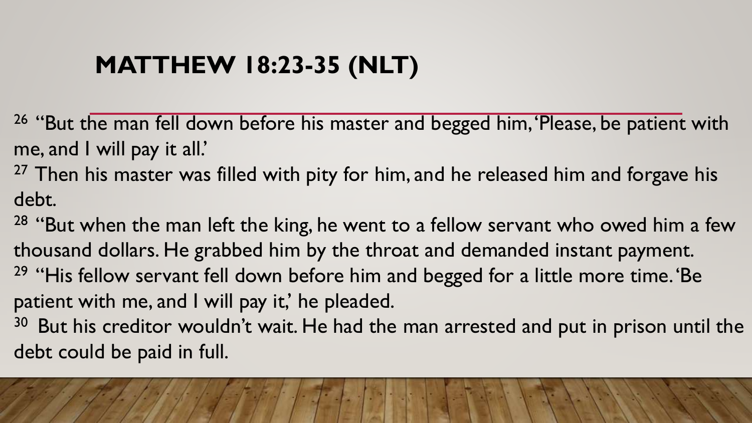# MATTHEW 18:23-35 (NLT)

26 "But the man fell down before his master and begged him, 'Please, be patient with me, and I will pay it all.'

27 Then his master was filled with pity for him, and he released him and forgave his debt.

28 "But when the man left the king, he went to a fellow servant who owed him a few thousand dollars. He grabbed him by the throat and demanded instant payment.

29 "His fellow servant fell down before him and begged for a little more time. 'Be patient with me, and I will pay it,' he pleaded.

30 But his creditor wouldn't wait. He had the man arrested and put in prison until the debt could be paid in full.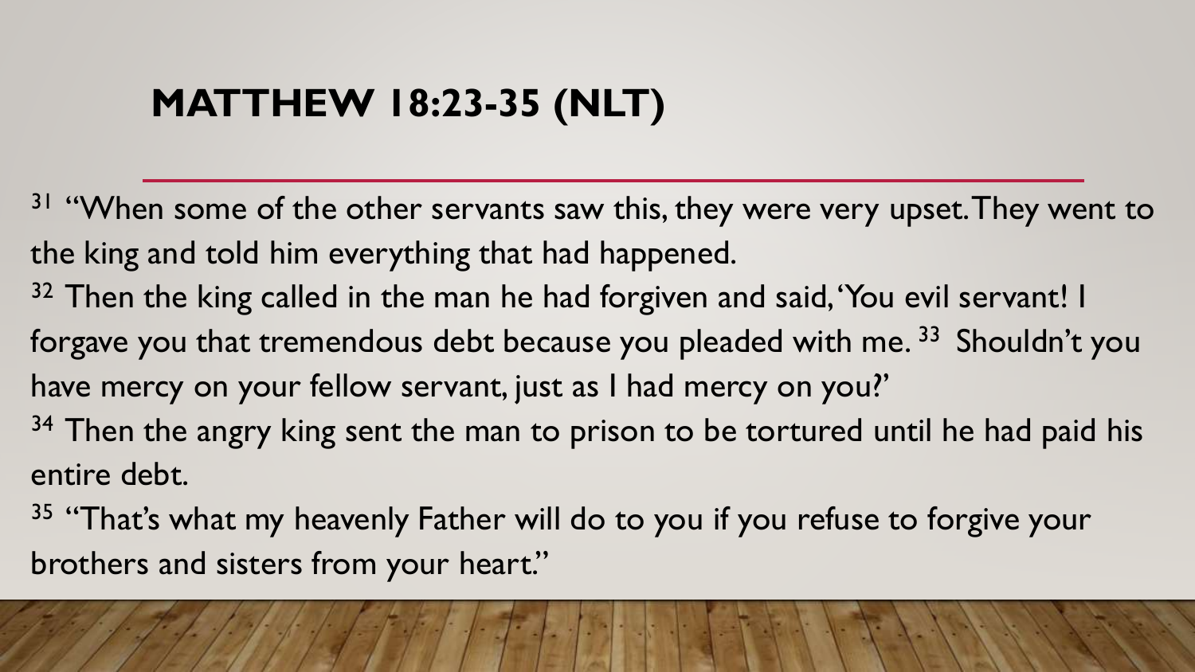# MATTHEW 18:23-35 (NLT)

[31] "When some of the other servants saw this, they were very upset. They went to the king and told him everything that had happened.

[32] Then the king called in the man he had forgiven and said, 'You evil servant! I forgave you that tremendous debt because you pleaded with me. [33] Shouldn't you have mercy on your fellow servant, just as I had mercy on you?'

[34] Then the angry king sent the man to prison to be tortured until he had paid his entire debt.

[35] "That's what my heavenly Father will do to you if you refuse to forgive your brothers and sisters from your heart."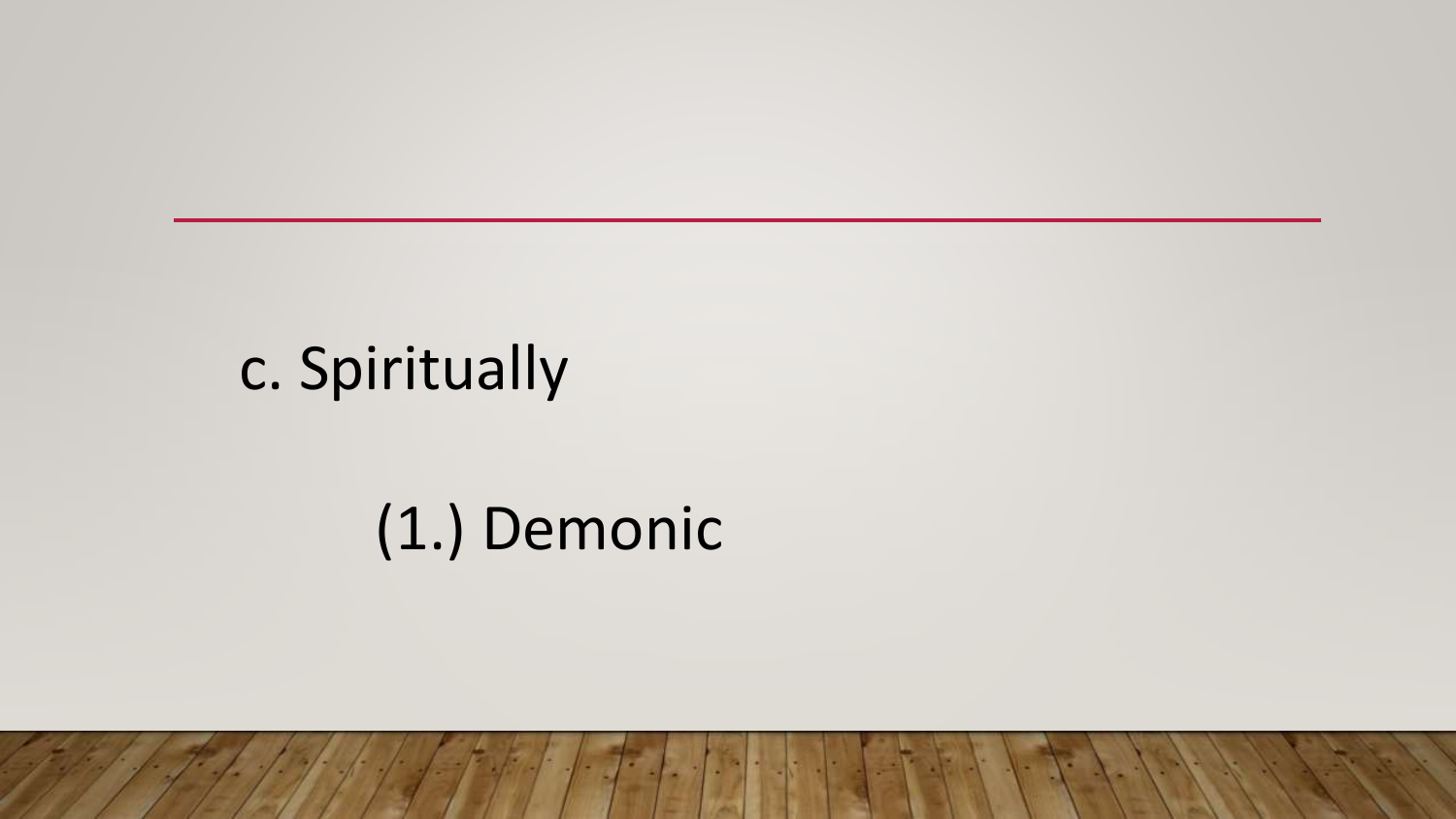c. Spiritually

(1.) Demonic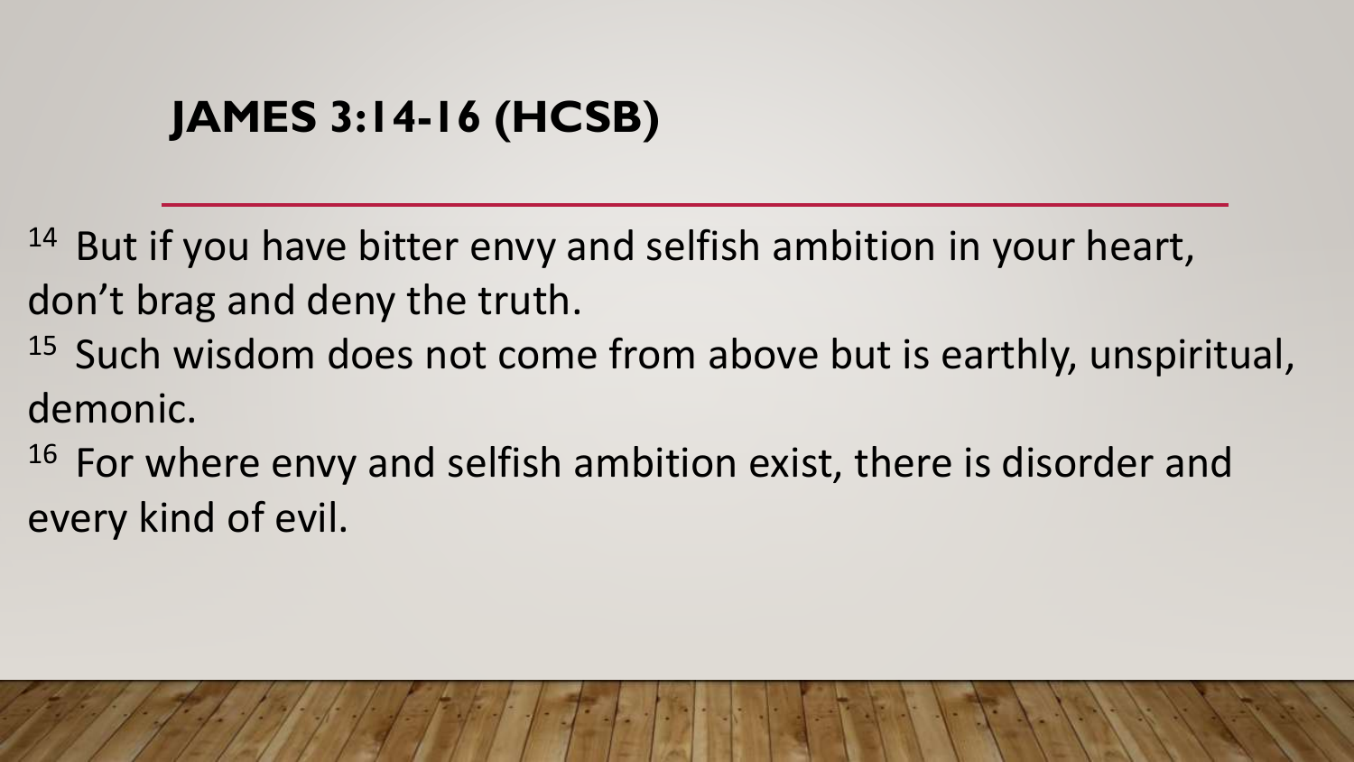# JAMES 3:14-16 (HCSB)

[14] But if you have bitter envy and selfish ambition in your heart, don't brag and deny the truth.

[15] Such wisdom does not come from above but is earthly, unspiritual, demonic.

[16] For where envy and selfish ambition exist, there is disorder and every kind of evil.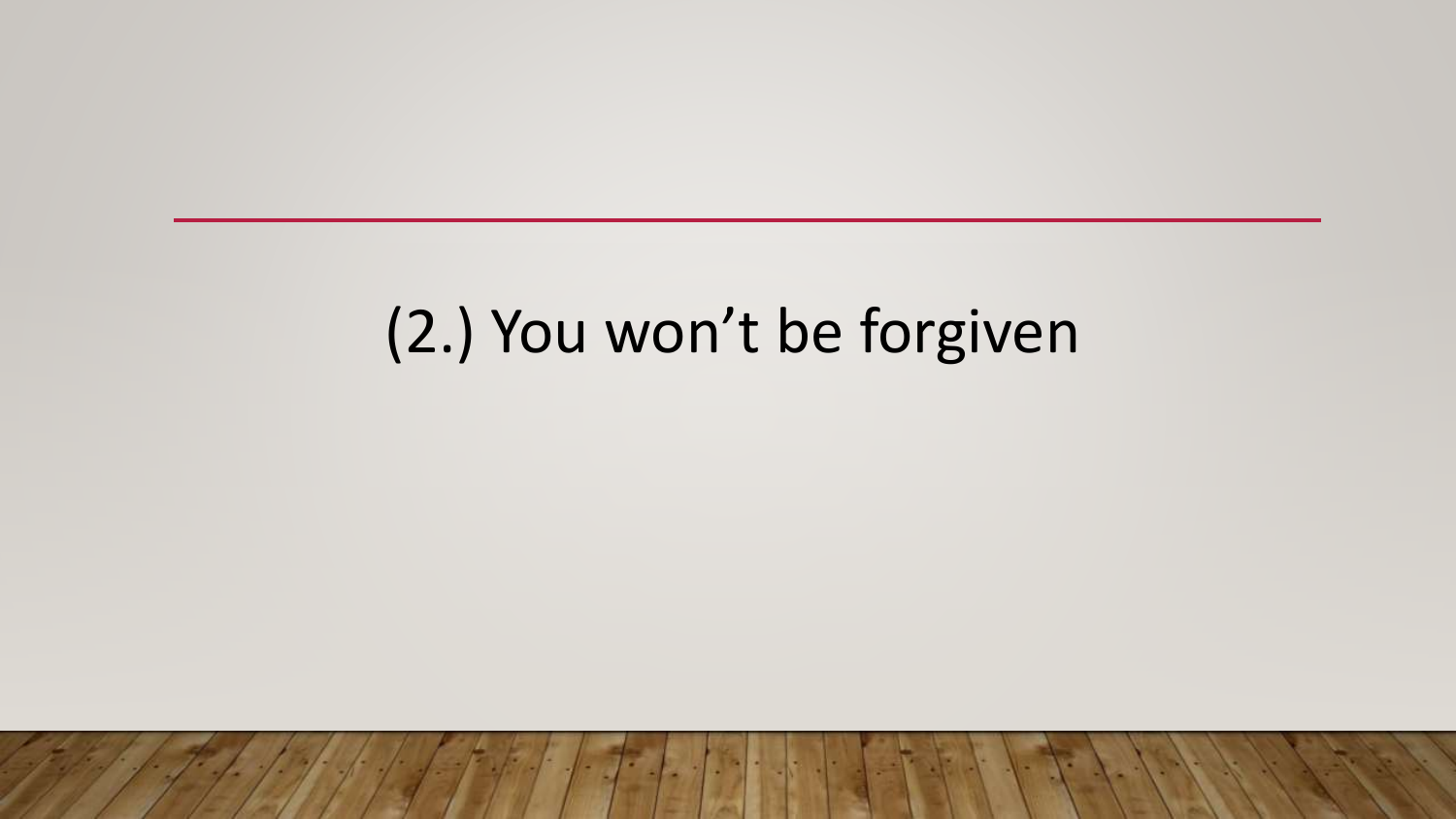# (2.) You won't be forgiven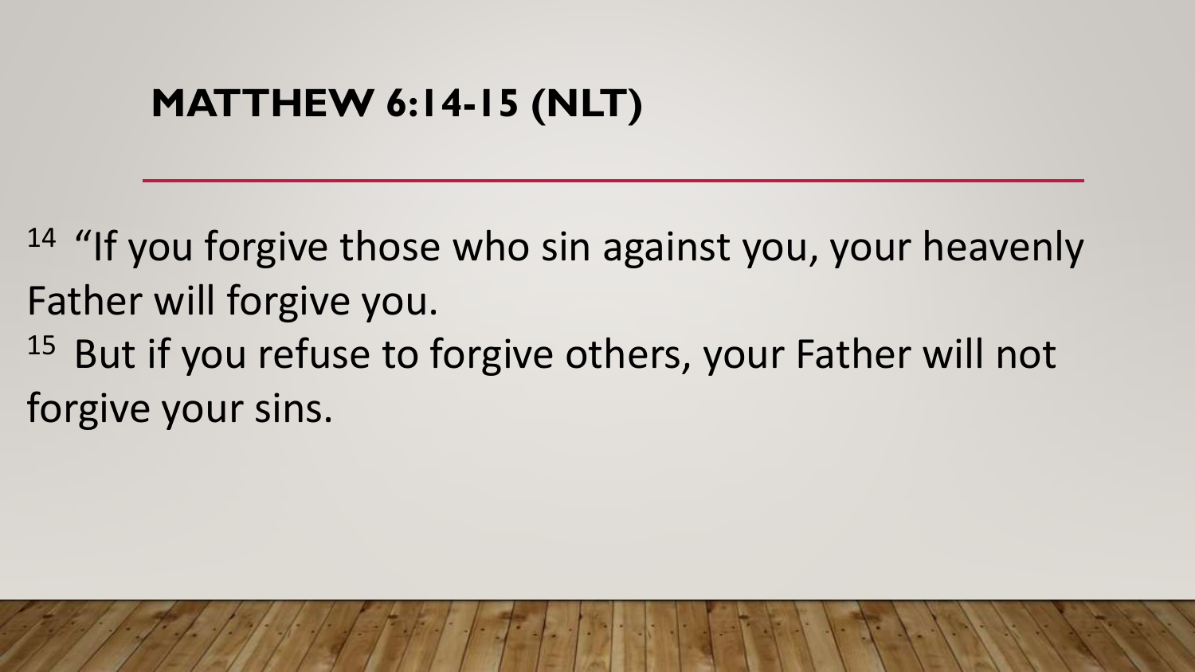# MATTHEW 6:14-15 (NLT)

[14] "If you forgive those who sin against you, your heavenly Father will forgive you.

[15] But if you refuse to forgive others, your Father will not forgive your sins.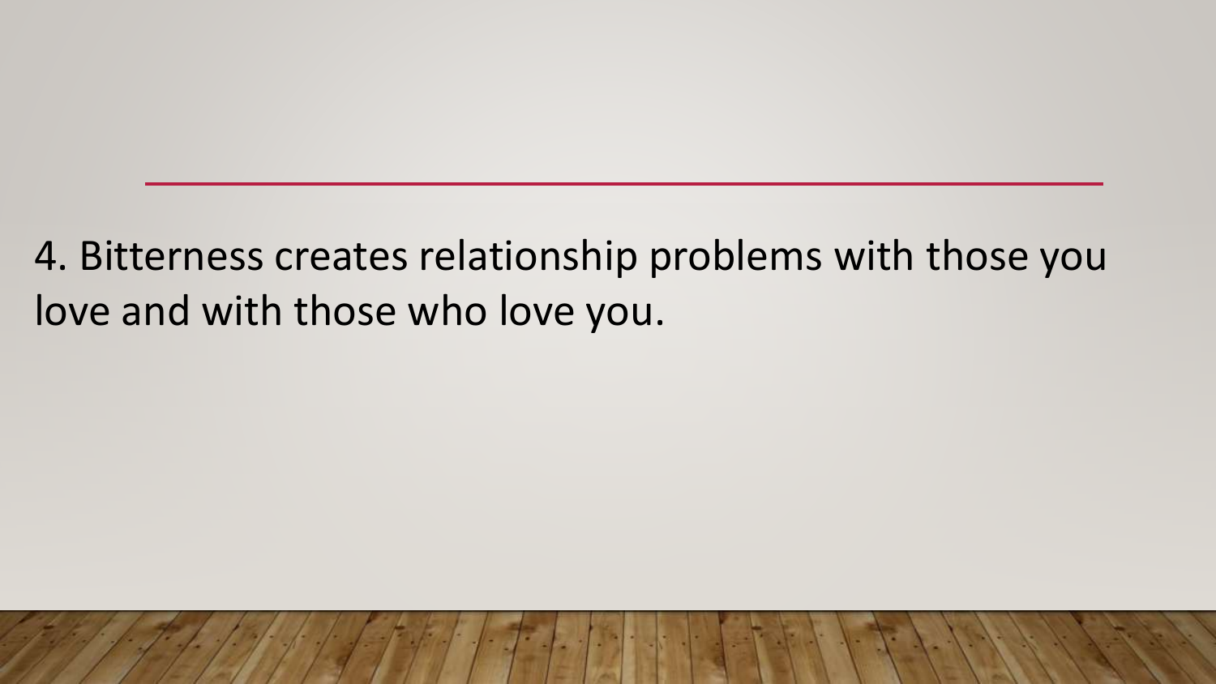4. Bitterness creates relationship problems with those you love and with those who love you.